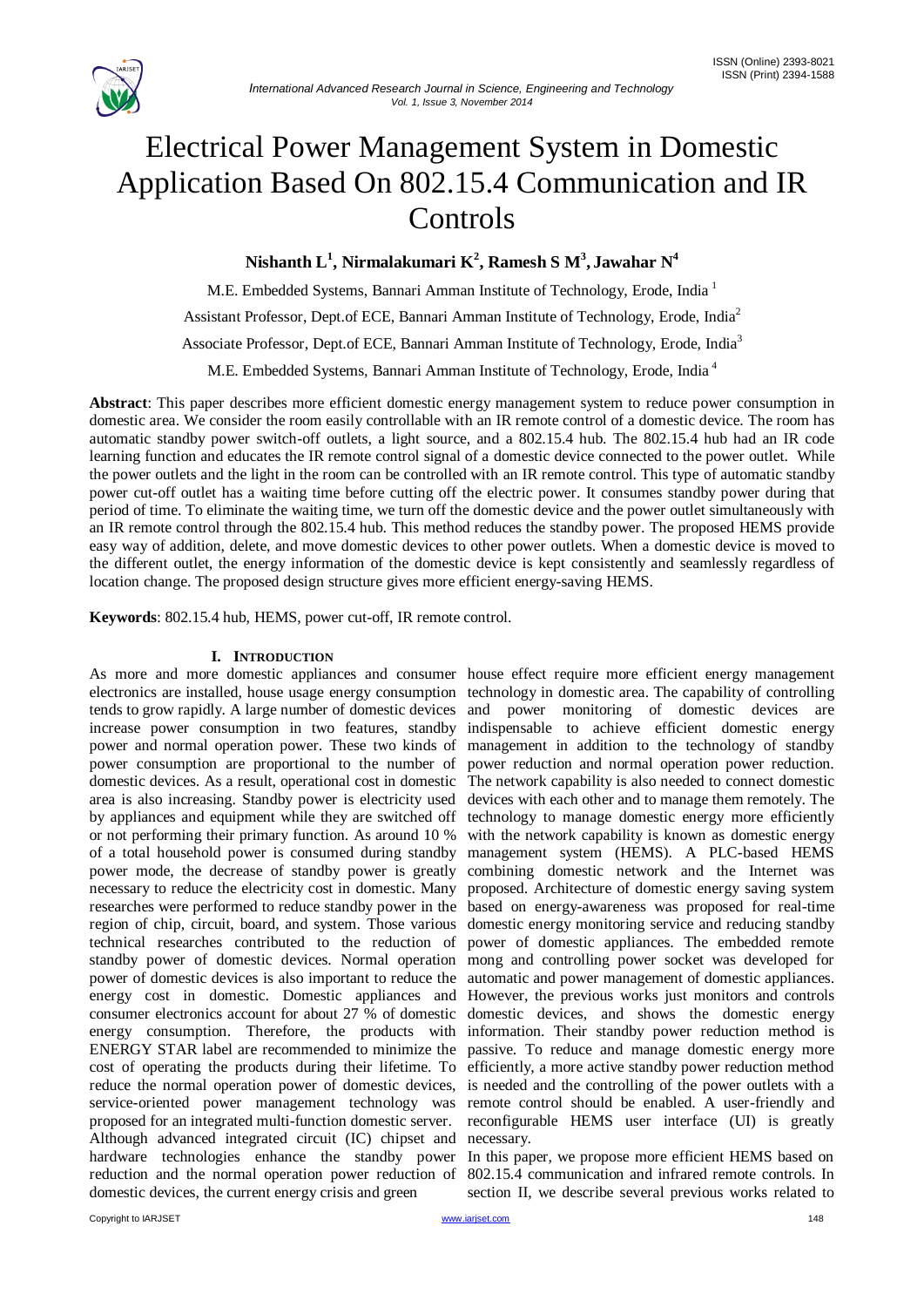# Electrical Power Management System in Domestic Application Based On 802.15.4 Communication and IR Controls

**Nishanth L[1], Nirmalakumari K[2], Ramesh S M[3], Jawahar N[4]**

M.E. Embedded Systems, Bannari Amman Institute of Technology, Erode, India [1]

Assistant Professor, Dept.of ECE, Bannari Amman Institute of Technology, Erode, India[2]

Associate Professor, Dept.of ECE, Bannari Amman Institute of Technology, Erode, India[3]

M.E. Embedded Systems, Bannari Amman Institute of Technology, Erode, India [4]

**Abstract**: This paper describes more efficient domestic energy management system to reduce power consumption in domestic area. We consider the room easily controllable with an IR remote control of a domestic device. The room has automatic standby power switch-off outlets, a light source, and a 802.15.4 hub. The 802.15.4 hub had an IR code learning function and educates the IR remote control signal of a domestic device connected to the power outlet. While the power outlets and the light in the room can be controlled with an IR remote control. This type of automatic standby power cut-off outlet has a waiting time before cutting off the electric power. It consumes standby power during that period of time. To eliminate the waiting time, we turn off the domestic device and the power outlet simultaneously with an IR remote control through the 802.15.4 hub. This method reduces the standby power. The proposed HEMS provide easy way of addition, delete, and move domestic devices to other power outlets. When a domestic device is moved to the different outlet, the energy information of the domestic device is kept consistently and seamlessly regardless of location change. The proposed design structure gives more efficient energy-saving HEMS.

**Keywords**: 802.15.4 hub, HEMS, power cut-off, IR remote control.

## I. INTRODUCTION

As more and more domestic appliances and consumer electronics are installed, house usage energy consumption tends to grow rapidly. A large number of domestic devices increase power consumption in two features, standby power and normal operation power. These two kinds of power consumption are proportional to the number of domestic devices. As a result, operational cost in domestic area is also increasing. Standby power is electricity used by appliances and equipment while they are switched off or not performing their primary function. As around 10 % of a total household power is consumed during standby power mode, the decrease of standby power is greatly necessary to reduce the electricity cost in domestic. Many researches were performed to reduce standby power in the region of chip, circuit, board, and system. Those various technical researches contributed to the reduction of standby power of domestic devices. Normal operation power of domestic devices is also important to reduce the energy cost in domestic. Domestic appliances and consumer electronics account for about 27 % of domestic energy consumption. Therefore, the products with ENERGY STAR label are recommended to minimize the cost of operating the products during their lifetime. To reduce the normal operation power of domestic devices, service-oriented power management technology was proposed for an integrated multi-function domestic server. Although advanced integrated circuit (IC) chipset and hardware technologies enhance the standby power reduction and the normal operation power reduction of domestic devices, the current energy crisis and green house effect require more efficient energy management technology in domestic area. The capability of controlling and power monitoring of domestic devices are indispensable to achieve efficient domestic energy management in addition to the technology of standby power reduction and normal operation power reduction. The network capability is also needed to connect domestic devices with each other and to manage them remotely. The technology to manage domestic energy more efficiently with the network capability is known as domestic energy management system (HEMS). A PLC-based HEMS combining domestic network and the Internet was proposed. Architecture of domestic energy saving system based on energy-awareness was proposed for real-time domestic energy monitoring service and reducing standby power of domestic appliances. The embedded remote mong and controlling power socket was developed for automatic and power management of domestic appliances. However, the previous works just monitors and controls domestic devices, and shows the domestic energy information. Their standby power reduction method is passive. To reduce and manage domestic energy more efficiently, a more active standby power reduction method is needed and the controlling of the power outlets with a remote control should be enabled. A user-friendly and reconfigurable HEMS user interface (UI) is greatly necessary.

In this paper, we propose more efficient HEMS based on 802.15.4 communication and infrared remote controls. In section II, we describe several previous works related to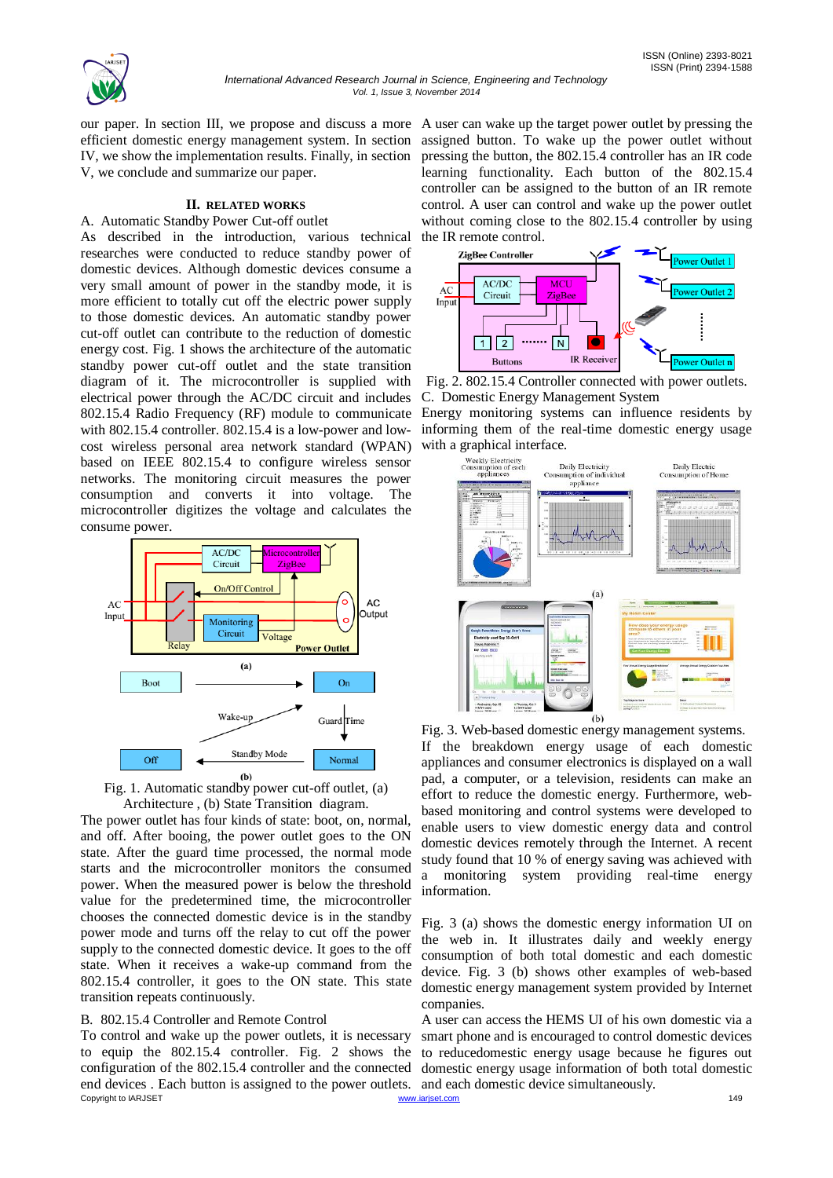our paper. In section III, we propose and discuss a more efficient domestic energy management system. In section IV, we show the implementation results. Finally, in section V, we conclude and summarize our paper.

## II. RELATED WORKS

### A. Automatic Standby Power Cut-off outlet

As described in the introduction, various technical researches were conducted to reduce standby power of domestic devices. Although domestic devices consume a very small amount of power in the standby mode, it is more efficient to totally cut off the electric power supply to those domestic devices. An automatic standby power cut-off outlet can contribute to the reduction of domestic energy cost. Fig. 1 shows the architecture of the automatic standby power cut-off outlet and the state transition diagram of it. The microcontroller is supplied with electrical power through the AC/DC circuit and includes 802.15.4 Radio Frequency (RF) module to communicate with 802.15.4 controller. 802.15.4 is a low-power and low-cost wireless personal area network standard (WPAN) based on IEEE 802.15.4 to configure wireless sensor networks. The monitoring circuit measures the power consumption and converts it into voltage. The microcontroller digitizes the voltage and calculates the consume power.

Fig. 1. Automatic standby power cut-off outlet, (a) Architecture , (b) State Transition diagram.

The power outlet has four kinds of state: boot, on, normal, and off. After booing, the power outlet goes to the ON state. After the guard time processed, the normal mode starts and the microcontroller monitors the consumed power. When the measured power is below the threshold value for the predetermined time, the microcontroller chooses the connected domestic device is in the standby power mode and turns off the relay to cut off the power supply to the connected domestic device. It goes to the off state. When it receives a wake-up command from the 802.15.4 controller, it goes to the ON state. This state transition repeats continuously.

### B. 802.15.4 Controller and Remote Control

To control and wake up the power outlets, it is necessary to equip the 802.15.4 controller. Fig. 2 shows the configuration of the 802.15.4 controller and the connected end devices . Each button is assigned to the power outlets. A user can wake up the target power outlet by pressing the assigned button. To wake up the power outlet without pressing the button, the 802.15.4 controller has an IR code learning functionality. Each button of the 802.15.4 controller can be assigned to the button of an IR remote control. A user can control and wake up the power outlet without coming close to the 802.15.4 controller by using the IR remote control.

Fig. 2. 802.15.4 Controller connected with power outlets.

### C. Domestic Energy Management System

Energy monitoring systems can influence residents by informing them of the real-time domestic energy usage with a graphical interface.

Fig. 3. Web-based domestic energy management systems.

If the breakdown energy usage of each domestic appliances and consumer electronics is displayed on a wall pad, a computer, or a television, residents can make an effort to reduce the domestic energy. Furthermore, web-based monitoring and control systems were developed to enable users to view domestic energy data and control domestic devices remotely through the Internet. A recent study found that 10 % of energy saving was achieved with a monitoring system providing real-time energy information.

Fig. 3 (a) shows the domestic energy information UI on the web in. It illustrates daily and weekly energy consumption of both total domestic and each domestic device. Fig. 3 (b) shows other examples of web-based domestic energy management system provided by Internet companies.

A user can access the HEMS UI of his own domestic via a smart phone and is encouraged to control domestic devices to reducedomestic energy usage because he figures out domestic energy usage information of both total domestic and each domestic device simultaneously.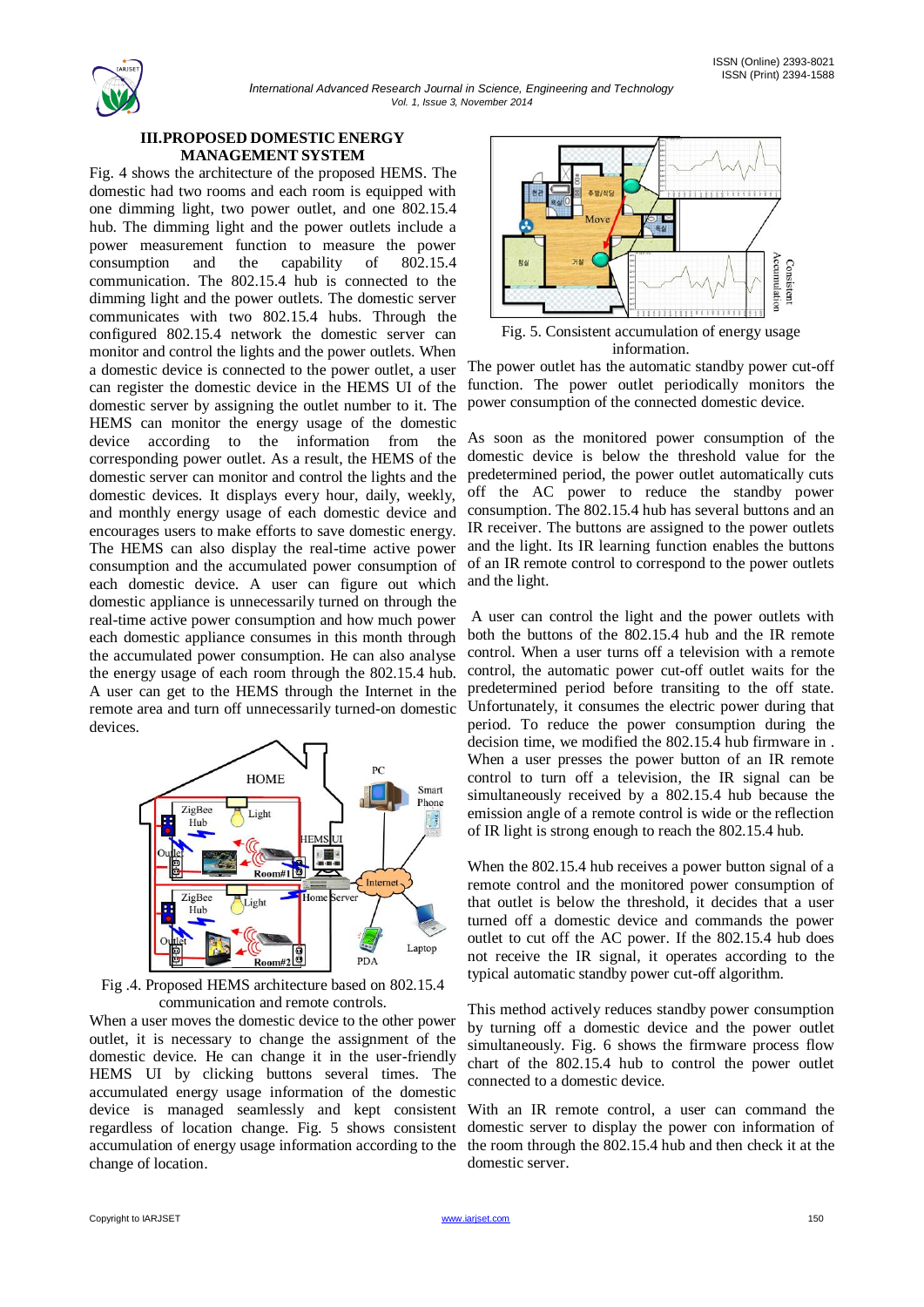## III. PROPOSED DOMESTIC ENERGY MANAGEMENT SYSTEM

Fig. 4 shows the architecture of the proposed HEMS. The domestic had two rooms and each room is equipped with one dimming light, two power outlet, and one 802.15.4 hub. The dimming light and the power outlets include a power measurement function to measure the power consumption and the capability of 802.15.4 communication. The 802.15.4 hub is connected to the dimming light and the power outlets. The domestic server communicates with two 802.15.4 hubs. Through the configured 802.15.4 network the domestic server can monitor and control the lights and the power outlets. When a domestic device is connected to the power outlet, a user can register the domestic device in the HEMS UI of the domestic server by assigning the outlet number to it. The HEMS can monitor the energy usage of the domestic device according to the information from the corresponding power outlet. As a result, the HEMS of the domestic server can monitor and control the lights and the domestic devices. It displays every hour, daily, weekly, and monthly energy usage of each domestic device and encourages users to make efforts to save domestic energy. The HEMS can also display the real-time active power consumption and the accumulated power consumption of each domestic device. A user can figure out which domestic appliance is unnecessarily turned on through the real-time active power consumption and how much power each domestic appliance consumes in this month through the accumulated power consumption. He can also analyse the energy usage of each room through the 802.15.4 hub. A user can get to the HEMS through the Internet in the remote area and turn off unnecessarily turned-on domestic devices.

Fig .4. Proposed HEMS architecture based on 802.15.4 communication and remote controls.

When a user moves the domestic device to the other power outlet, it is necessary to change the assignment of the domestic device. He can change it in the user-friendly HEMS UI by clicking buttons several times. The accumulated energy usage information of the domestic device is managed seamlessly and kept consistent regardless of location change. Fig. 5 shows consistent accumulation of energy usage information according to the change of location.

Fig. 5. Consistent accumulation of energy usage information.

The power outlet has the automatic standby power cut-off function. The power outlet periodically monitors the power consumption of the connected domestic device.

As soon as the monitored power consumption of the domestic device is below the threshold value for the predetermined period, the power outlet automatically cuts off the AC power to reduce the standby power consumption. The 802.15.4 hub has several buttons and an IR receiver. The buttons are assigned to the power outlets and the light. Its IR learning function enables the buttons of an IR remote control to correspond to the power outlets and the light.

A user can control the light and the power outlets with both the buttons of the 802.15.4 hub and the IR remote control. When a user turns off a television with a remote control, the automatic power cut-off outlet waits for the predetermined period before transiting to the off state. Unfortunately, it consumes the electric power during that period. To reduce the power consumption during the decision time, we modified the 802.15.4 hub firmware in . When a user presses the power button of an IR remote control to turn off a television, the IR signal can be simultaneously received by a 802.15.4 hub because the emission angle of a remote control is wide or the reflection of IR light is strong enough to reach the 802.15.4 hub.

When the 802.15.4 hub receives a power button signal of a remote control and the monitored power consumption of that outlet is below the threshold, it decides that a user turned off a domestic device and commands the power outlet to cut off the AC power. If the 802.15.4 hub does not receive the IR signal, it operates according to the typical automatic standby power cut-off algorithm.

This method actively reduces standby power consumption by turning off a domestic device and the power outlet simultaneously. Fig. 6 shows the firmware process flow chart of the 802.15.4 hub to control the power outlet connected to a domestic device.

With an IR remote control, a user can command the domestic server to display the power con information of the room through the 802.15.4 hub and then check it at the domestic server.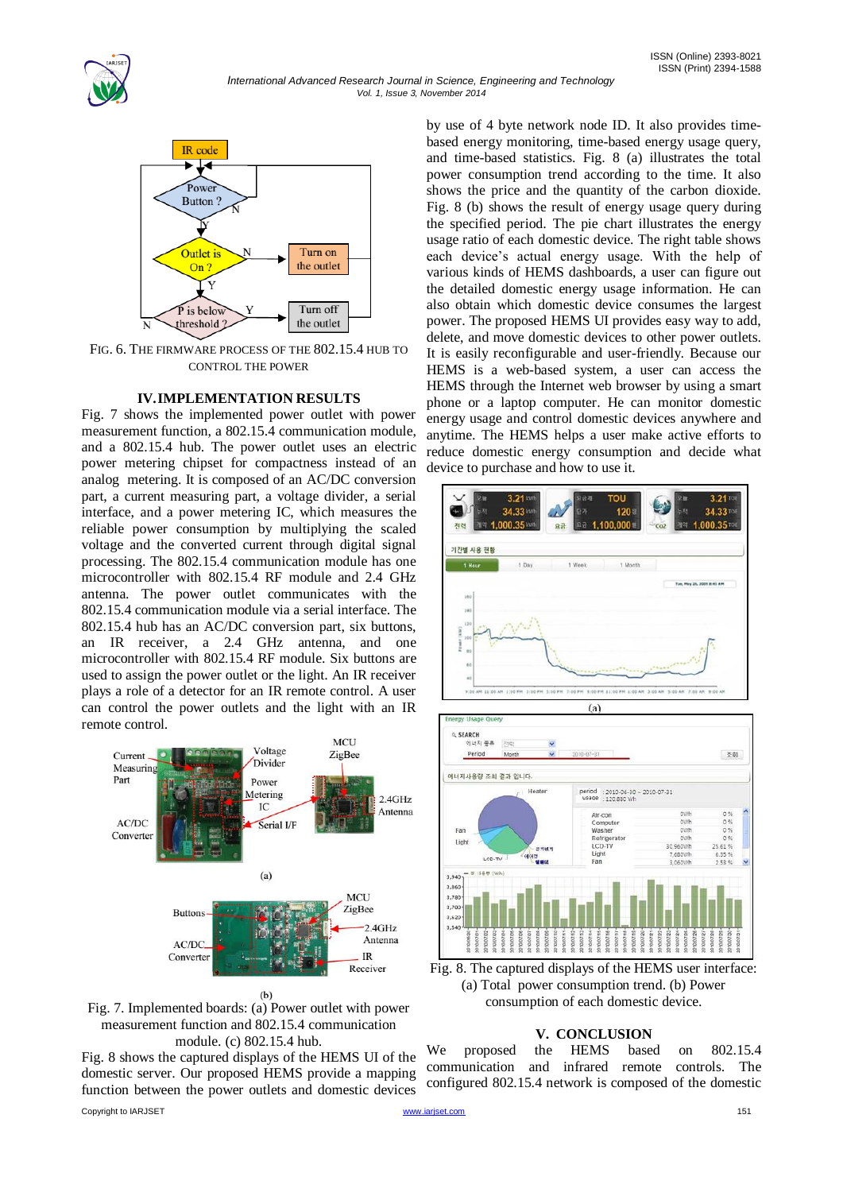Fig. 6. The firmware process of the 802.15.4 hub to control the power

## IV. IMPLEMENTATION RESULTS

Fig. 7 shows the implemented power outlet with power measurement function, a 802.15.4 communication module, and a 802.15.4 hub. The power outlet uses an electric power metering chipset for compactness instead of an analog metering. It is composed of an AC/DC conversion part, a current measuring part, a voltage divider, a serial interface, and a power metering IC, which measures the reliable power consumption by multiplying the scaled voltage and the converted current through digital signal processing. The 802.15.4 communication module has one microcontroller with 802.15.4 RF module and 2.4 GHz antenna. The power outlet communicates with the 802.15.4 communication module via a serial interface. The 802.15.4 hub has an AC/DC conversion part, six buttons, an IR receiver, a 2.4 GHz antenna, and one microcontroller with 802.15.4 RF module. Six buttons are used to assign the power outlet or the light. An IR receiver plays a role of a detector for an IR remote control. A user can control the power outlets and the light with an IR remote control.

Fig. 7. Implemented boards: (a) Power outlet with power measurement function and 802.15.4 communication module. (c) 802.15.4 hub.

Fig. 8 shows the captured displays of the HEMS UI of the domestic server. Our proposed HEMS provide a mapping function between the power outlets and domestic devices by use of 4 byte network node ID. It also provides time-based energy monitoring, time-based energy usage query, and time-based statistics. Fig. 8 (a) illustrates the total power consumption trend according to the time. It also shows the price and the quantity of the carbon dioxide. Fig. 8 (b) shows the result of energy usage query during the specified period. The pie chart illustrates the energy usage ratio of each domestic device. The right table shows each device's actual energy usage. With the help of various kinds of HEMS dashboards, a user can figure out the detailed domestic energy usage information. He can also obtain which domestic device consumes the largest power. The proposed HEMS UI provides easy way to add, delete, and move domestic devices to other power outlets. It is easily reconfigurable and user-friendly. Because our HEMS is a web-based system, a user can access the HEMS through the Internet web browser by using a smart phone or a laptop computer. He can monitor domestic energy usage and control domestic devices anywhere and anytime. The HEMS helps a user make active efforts to reduce domestic energy consumption and decide what device to purchase and how to use it.

Fig. 8. The captured displays of the HEMS user interface: (a) Total power consumption trend. (b) Power consumption of each domestic device.

## V. CONCLUSION

We proposed the HEMS based on 802.15.4 communication and infrared remote controls. The configured 802.15.4 network is composed of the domestic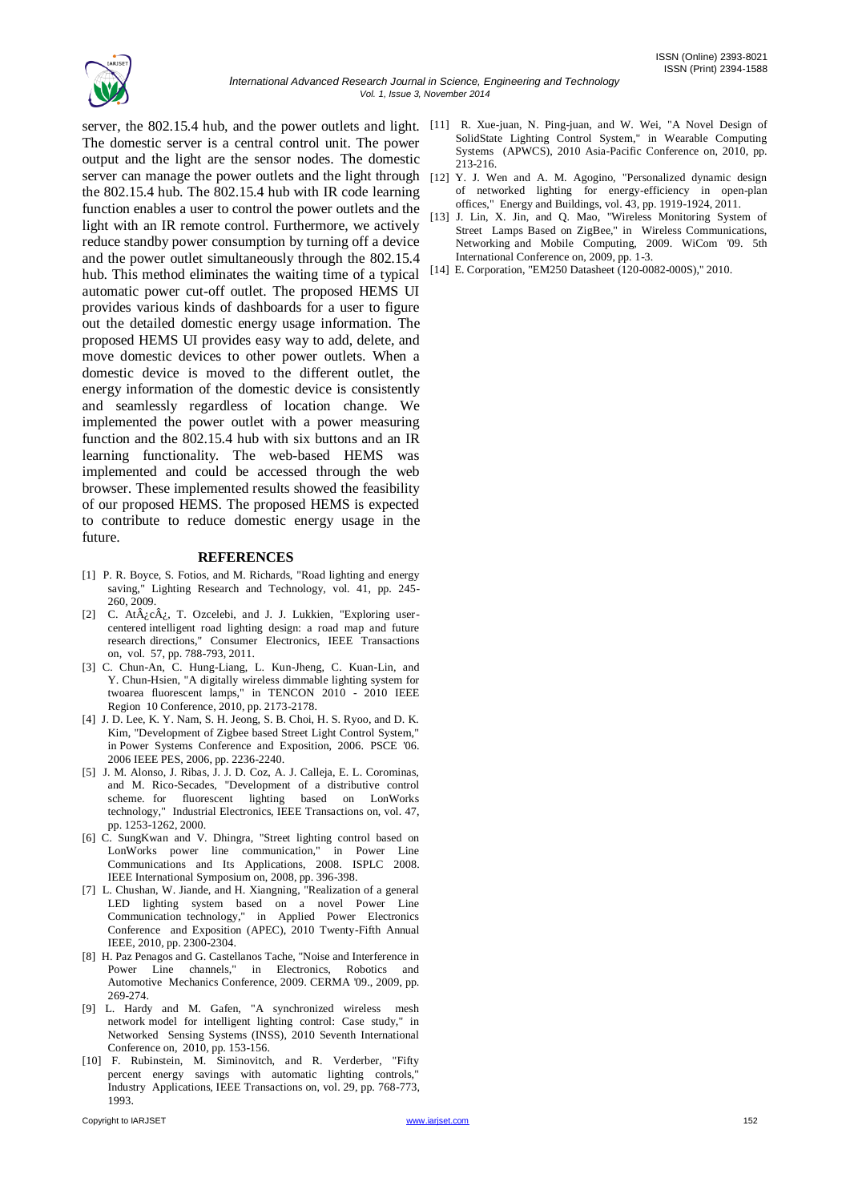server, the 802.15.4 hub, and the power outlets and light. The domestic server is a central control unit. The power output and the light are the sensor nodes. The domestic server can manage the power outlets and the light through the 802.15.4 hub. The 802.15.4 hub with IR code learning function enables a user to control the power outlets and the light with an IR remote control. Furthermore, we actively reduce standby power consumption by turning off a device and the power outlet simultaneously through the 802.15.4 hub. This method eliminates the waiting time of a typical automatic power cut-off outlet. The proposed HEMS UI provides various kinds of dashboards for a user to figure out the detailed domestic energy usage information. The proposed HEMS UI provides easy way to add, delete, and move domestic devices to other power outlets. When a domestic device is moved to the different outlet, the energy information of the domestic device is consistently and seamlessly regardless of location change. We implemented the power outlet with a power measuring function and the 802.15.4 hub with six buttons and an IR learning functionality. The web-based HEMS was implemented and could be accessed through the web browser. These implemented results showed the feasibility of our proposed HEMS. The proposed HEMS is expected to contribute to reduce domestic energy usage in the future.

## REFERENCES

[1] P. R. Boyce, S. Fotios, and M. Richards, "Road lighting and energy saving," Lighting Research and Technology, vol. 41, pp. 245-260, 2009.

[2] C. AtÂ¿cÂ¿, T. Ozcelebi, and J. J. Lukkien, "Exploring user-centered intelligent road lighting design: a road map and future research directions," Consumer Electronics, IEEE Transactions on, vol. 57, pp. 788-793, 2011.

[3] C. Chun-An, C. Hung-Liang, L. Kun-Jheng, C. Kuan-Lin, and Y. Chun-Hsien, "A digitally wireless dimmable lighting system for twoarea fluorescent lamps," in TENCON 2010 - 2010 IEEE Region 10 Conference, 2010, pp. 2173-2178.

[4] J. D. Lee, K. Y. Nam, S. H. Jeong, S. B. Choi, H. S. Ryoo, and D. K. Kim, "Development of Zigbee based Street Light Control System," in Power Systems Conference and Exposition, 2006. PSCE '06. 2006 IEEE PES, 2006, pp. 2236-2240.

[5] J. M. Alonso, J. Ribas, J. J. D. Coz, A. J. Calleja, E. L. Corominas, and M. Rico-Secades, "Development of a distributive control scheme. for fluorescent lighting based on LonWorks technology," Industrial Electronics, IEEE Transactions on, vol. 47, pp. 1253-1262, 2000.

[6] C. SungKwan and V. Dhingra, "Street lighting control based on LonWorks power line communication," in Power Line Communications and Its Applications, 2008. ISPLC 2008. IEEE International Symposium on, 2008, pp. 396-398.

[7] L. Chushan, W. Jiande, and H. Xiangning, "Realization of a general LED lighting system based on a novel Power Line Communication technology," in Applied Power Electronics Conference and Exposition (APEC), 2010 Twenty-Fifth Annual IEEE, 2010, pp. 2300-2304.

[8] H. Paz Penagos and G. Castellanos Tache, "Noise and Interference in Power Line channels," in Electronics, Robotics and Automotive Mechanics Conference, 2009. CERMA '09., 2009, pp. 269-274.

[9] L. Hardy and M. Gafen, "A synchronized wireless mesh network model for intelligent lighting control: Case study," in Networked Sensing Systems (INSS), 2010 Seventh International Conference on, 2010, pp. 153-156.

[10] F. Rubinstein, M. Siminovitch, and R. Verderber, "Fifty percent energy savings with automatic lighting controls," Industry Applications, IEEE Transactions on, vol. 29, pp. 768-773, 1993.

[11] R. Xue-juan, N. Ping-juan, and W. Wei, "A Novel Design of SolidState Lighting Control System," in Wearable Computing Systems (APWCS), 2010 Asia-Pacific Conference on, 2010, pp. 213-216.

[12] Y. J. Wen and A. M. Agogino, "Personalized dynamic design of networked lighting for energy-efficiency in open-plan offices," Energy and Buildings, vol. 43, pp. 1919-1924, 2011.

[13] J. Lin, X. Jin, and Q. Mao, "Wireless Monitoring System of Street Lamps Based on ZigBee," in Wireless Communications, Networking and Mobile Computing, 2009. WiCom '09. 5th International Conference on, 2009, pp. 1-3.

[14] E. Corporation, "EM250 Datasheet (120-0082-000S)," 2010.